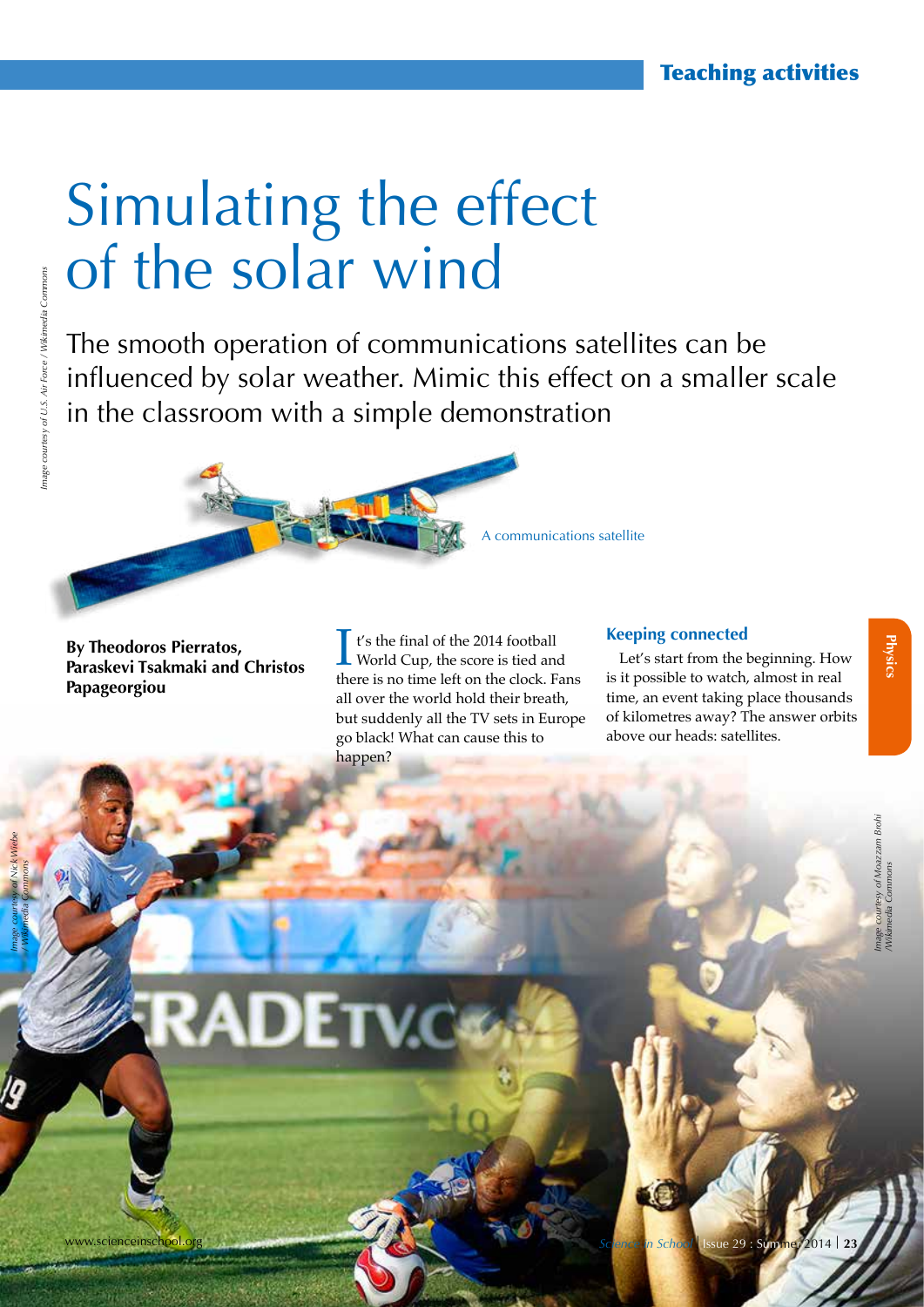# Simulating the effect of the solar wind

The smooth operation of communications satellites can be influenced by solar weather. Mimic this effect on a smaller scale in the classroom with a simple demonstration

A communications satellite

**By Theodoros Pierratos, Paraskevi Tsakmaki and Christos Papageorgiou**

It's the final of the 2014 football World Cup, the score is tied and there is no time left on the clock. Fans all over the world hold their breath, but suddenly all the TV sets in Europe go black! What can cause this to happen?

## Keeping connected

Let's start from the beginning. How is it possible to watch, almost in real time, an event taking place thousands of kilometres away? The answer orbits above our heads: satellites.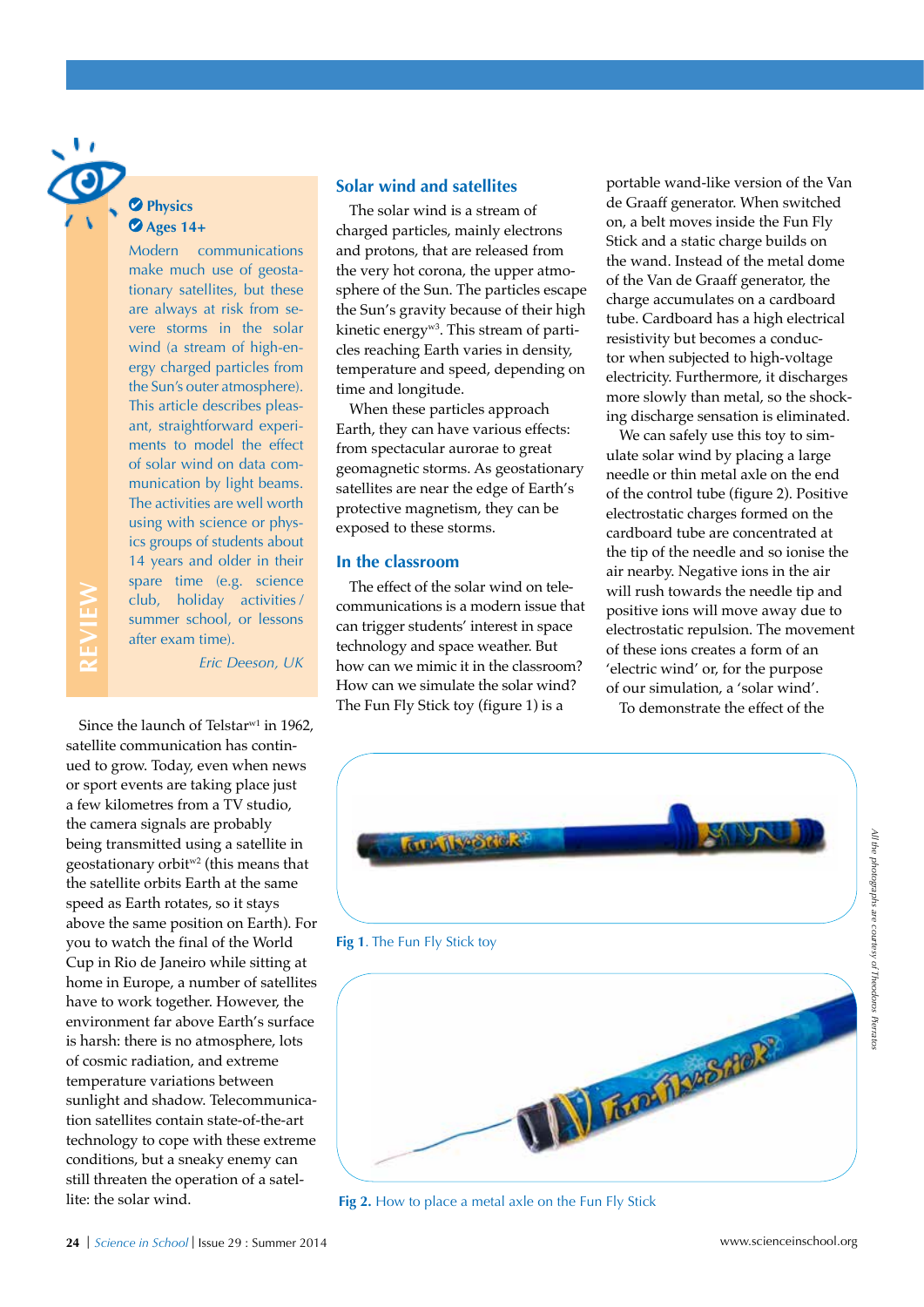REVIEW

**Physics**

**Ages 14+**

Modern communications make much use of geostationary satellites, but these are always at risk from severe storms in the solar wind (a stream of high-energy charged particles from the Sun's outer atmosphere). This article describes pleasant, straightforward experiments to model the effect of solar wind on data communication by light beams. The activities are well worth using with science or physics groups of students about 14 years and older in their spare time (e.g. science club, holiday activities / summer school, or lessons after exam time).

*Eric Deeson, UK*

Since the launch of Telstar[w1] in 1962, satellite communication has continued to grow. Today, even when news or sport events are taking place just a few kilometres from a TV studio, the camera signals are probably being transmitted using a satellite in geostationary orbit[w2] (this means that the satellite orbits Earth at the same speed as Earth rotates, so it stays above the same position on Earth). For you to watch the final of the World Cup in Rio de Janeiro while sitting at home in Europe, a number of satellites have to work together. However, the environment far above Earth's surface is harsh: there is no atmosphere, lots of cosmic radiation, and extreme temperature variations between sunlight and shadow. Telecommunication satellites contain state-of-the-art technology to cope with these extreme conditions, but a sneaky enemy can still threaten the operation of a satellite: the solar wind.

## Solar wind and satellites

The solar wind is a stream of charged particles, mainly electrons and protons, that are released from the very hot corona, the upper atmosphere of the Sun. The particles escape the Sun's gravity because of their high kinetic energy[w3]. This stream of particles reaching Earth varies in density, temperature and speed, depending on time and longitude.

When these particles approach Earth, they can have various effects: from spectacular aurorae to great geomagnetic storms. As geostationary satellites are near the edge of Earth's protective magnetism, they can be exposed to these storms.

## In the classroom

The effect of the solar wind on telecommunications is a modern issue that can trigger students' interest in space technology and space weather. But how can we mimic it in the classroom? How can we simulate the solar wind? The Fun Fly Stick toy (figure 1) is a portable wand-like version of the Van de Graaff generator. When switched on, a belt moves inside the Fun Fly Stick and a static charge builds on the wand. Instead of the metal dome of the Van de Graaff generator, the charge accumulates on a cardboard tube. Cardboard has a high electrical resistivity but becomes a conductor when subjected to high-voltage electricity. Furthermore, it discharges more slowly than metal, so the shocking discharge sensation is eliminated.

We can safely use this toy to simulate solar wind by placing a large needle or thin metal axle on the end of the control tube (figure 2). Positive electrostatic charges formed on the cardboard tube are concentrated at the tip of the needle and so ionise the air nearby. Negative ions in the air will rush towards the needle tip and positive ions will move away due to electrostatic repulsion. The movement of these ions creates a form of an 'electric wind' or, for the purpose of our simulation, a 'solar wind'.

To demonstrate the effect of the

**Fig 1**. The Fun Fly Stick toy

**Fig 2.** How to place a metal axle on the Fun Fly Stick

*All the photographs are courtesy of Theodoros Pierratos*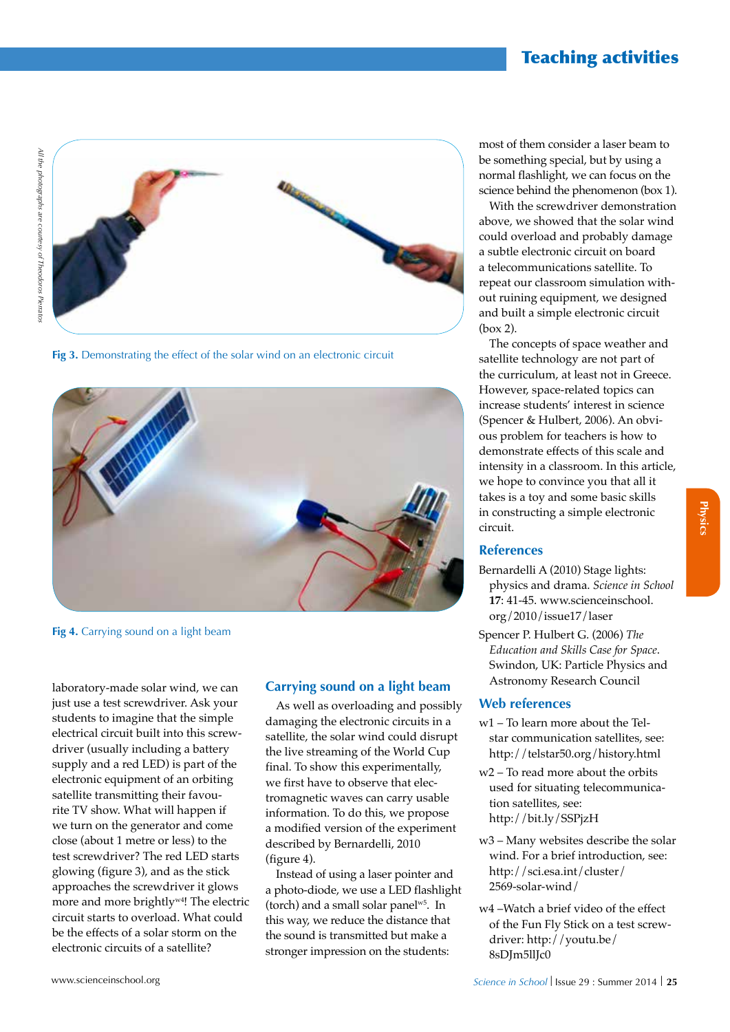Fig 3. Demonstrating the effect of the solar wind on an electronic circuit

Fig 4. Carrying sound on a light beam

laboratory-made solar wind, we can just use a test screwdriver. Ask your students to imagine that the simple electrical circuit built into this screwdriver (usually including a battery supply and a red LED) is part of the electronic equipment of an orbiting satellite transmitting their favourite TV show. What will happen if we turn on the generator and come close (about 1 metre or less) to the test screwdriver? The red LED starts glowing (figure 3), and as the stick approaches the screwdriver it glows more and more brightly[w4]! The electric circuit starts to overload. What could be the effects of a solar storm on the electronic circuits of a satellite?

## Carrying sound on a light beam

As well as overloading and possibly damaging the electronic circuits in a satellite, the solar wind could disrupt the live streaming of the World Cup final. To show this experimentally, we first have to observe that electromagnetic waves can carry usable information. To do this, we propose a modified version of the experiment described by Bernardelli, 2010 (figure 4).

Instead of using a laser pointer and a photo-diode, we use a LED flashlight (torch) and a small solar panel[w5]. In this way, we reduce the distance that the sound is transmitted but make a stronger impression on the students: most of them consider a laser beam to be something special, but by using a normal flashlight, we can focus on the science behind the phenomenon (box 1).

With the screwdriver demonstration above, we showed that the solar wind could overload and probably damage a subtle electronic circuit on board a telecommunications satellite. To repeat our classroom simulation without ruining equipment, we designed and built a simple electronic circuit (box 2).

The concepts of space weather and satellite technology are not part of the curriculum, at least not in Greece. However, space-related topics can increase students' interest in science (Spencer & Hulbert, 2006). An obvious problem for teachers is how to demonstrate effects of this scale and intensity in a classroom. In this article, we hope to convince you that all it takes is a toy and some basic skills in constructing a simple electronic circuit.

## References

Bernardelli A (2010) Stage lights: physics and drama. *Science in School* **17**: 41-45. www.scienceinschool.org/2010/issue17/laser

Spencer P. Hulbert G. (2006) *The Education and Skills Case for Space*. Swindon, UK: Particle Physics and Astronomy Research Council

## Web references

w1 – To learn more about the Telstar communication satellites, see: http://telstar50.org/history.html

w2 – To read more about the orbits used for situating telecommunication satellites, see: http://bit.ly/SSPjzH

w3 – Many websites describe the solar wind. For a brief introduction, see: http://sci.esa.int/cluster/2569-solar-wind/

w4 –Watch a brief video of the effect of the Fun Fly Stick on a test screwdriver: http://youtu.be/8sDJm5lIJc0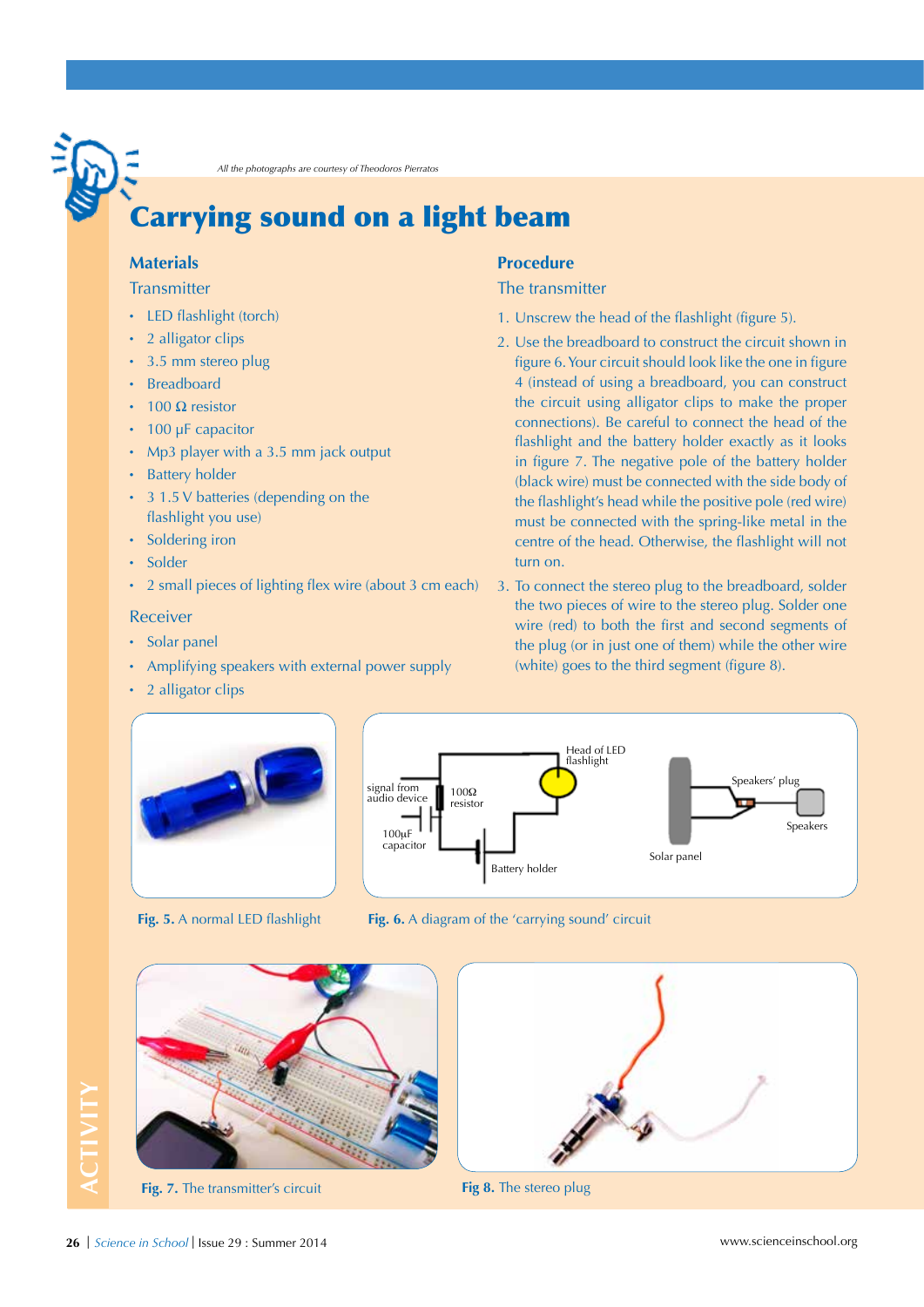*All the photographs are courtesy of Theodoros Pierratos*

# Carrying sound on a light beam

## Materials

### Transmitter

- LED flashlight (torch)
- 2 alligator clips
- 3.5 mm stereo plug
- Breadboard
- 100 Ω resistor
- 100 μF capacitor
- Mp3 player with a 3.5 mm jack output
- Battery holder
- 3 1.5 V batteries (depending on the flashlight you use)
- Soldering iron
- Solder
- 2 small pieces of lighting flex wire (about 3 cm each)

### Receiver

- Solar panel
- Amplifying speakers with external power supply
- 2 alligator clips

## Procedure

### The transmitter

1. Unscrew the head of the flashlight (figure 5).
2. Use the breadboard to construct the circuit shown in figure 6. Your circuit should look like the one in figure 4 (instead of using a breadboard, you can construct the circuit using alligator clips to make the proper connections). Be careful to connect the head of the flashlight and the battery holder exactly as it looks in figure 7. The negative pole of the battery holder (black wire) must be connected with the side body of the flashlight's head while the positive pole (red wire) must be connected with the spring-like metal in the centre of the head. Otherwise, the flashlight will not turn on.
3. To connect the stereo plug to the breadboard, solder the two pieces of wire to the stereo plug. Solder one wire (red) to both the first and second segments of the plug (or in just one of them) while the other wire (white) goes to the third segment (figure 8).

**Fig. 5.** A normal LED flashlight

**Fig. 6.** A diagram of the 'carrying sound' circuit

**Fig. 7.** The transmitter's circuit

**Fig 8.** The stereo plug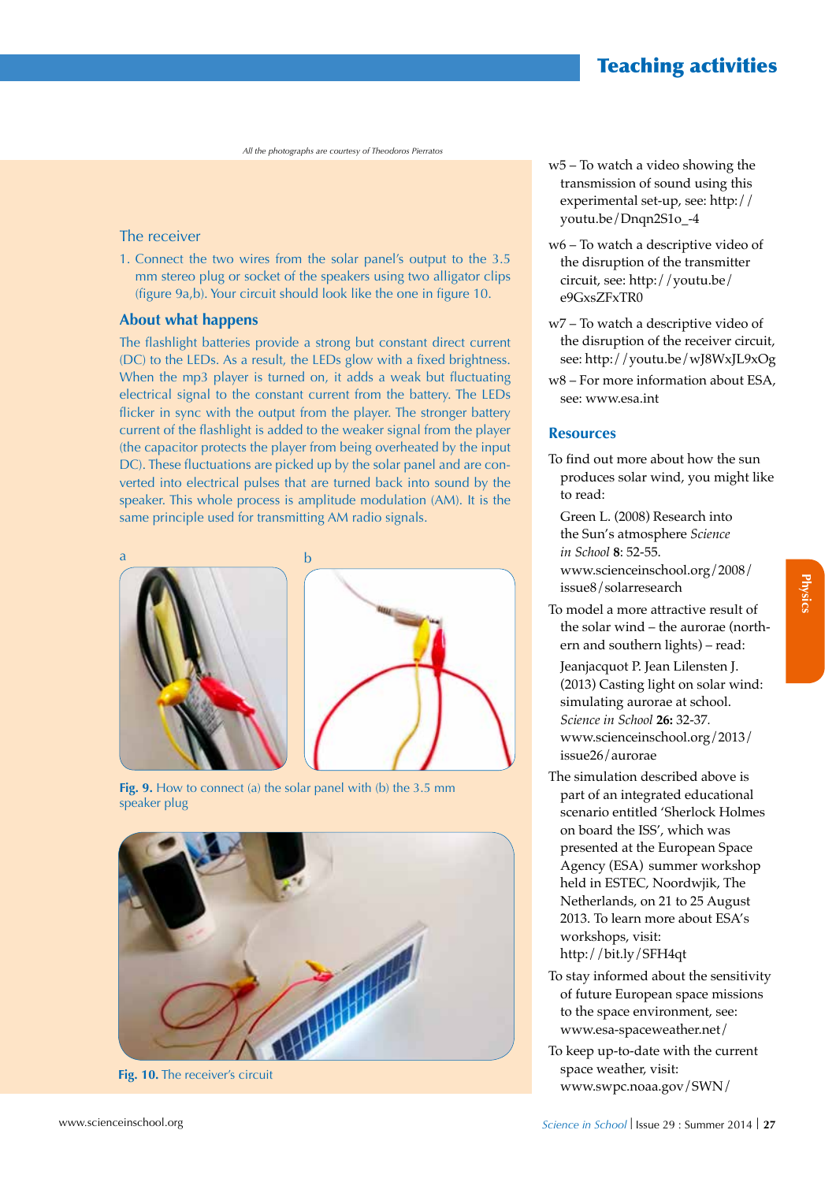All the photographs are courtesy of Theodoros Pierratos

### The receiver

1. Connect the two wires from the solar panel's output to the 3.5 mm stereo plug or socket of the speakers using two alligator clips (figure 9a,b). Your circuit should look like the one in figure 10.

### About what happens

The flashlight batteries provide a strong but constant direct current (DC) to the LEDs. As a result, the LEDs glow with a fixed brightness. When the mp3 player is turned on, it adds a weak but fluctuating electrical signal to the constant current from the battery. The LEDs flicker in sync with the output from the player. The stronger battery current of the flashlight is added to the weaker signal from the player (the capacitor protects the player from being overheated by the input DC). These fluctuations are picked up by the solar panel and are converted into electrical pulses that are turned back into sound by the speaker. This whole process is amplitude modulation (AM). It is the same principle used for transmitting AM radio signals.

**Fig. 9.** How to connect (a) the solar panel with (b) the 3.5 mm speaker plug

**Fig. 10.** The receiver's circuit

w5 – To watch a video showing the transmission of sound using this experimental set-up, see: http://youtu.be/Dnqn2S1o_-4

w6 – To watch a descriptive video of the disruption of the transmitter circuit, see: http://youtu.be/e9GxsZFxTR0

w7 – To watch a descriptive video of the disruption of the receiver circuit, see: http://youtu.be/wJ8WxJL9xOg

w8 – For more information about ESA, see: www.esa.int

### Resources

To find out more about how the sun produces solar wind, you might like to read:

Green L. (2008) Research into the Sun's atmosphere *Science in School* **8**: 52-55. www.scienceinschool.org/2008/issue8/solarresearch

To model a more attractive result of the solar wind – the aurorae (northern and southern lights) – read:

Jeanjacquot P. Jean Lilensten J. (2013) Casting light on solar wind: simulating aurorae at school. *Science in School* **26:** 32-37. www.scienceinschool.org/2013/issue26/aurorae

The simulation described above is part of an integrated educational scenario entitled 'Sherlock Holmes on board the ISS', which was presented at the European Space Agency (ESA) summer workshop held in ESTEC, Noordwjik, The Netherlands, on 21 to 25 August 2013. To learn more about ESA's workshops, visit: http://bit.ly/SFH4qt

To stay informed about the sensitivity of future European space missions to the space environment, see: www.esa-spaceweather.net/

To keep up-to-date with the current space weather, visit: www.swpc.noaa.gov/SWN/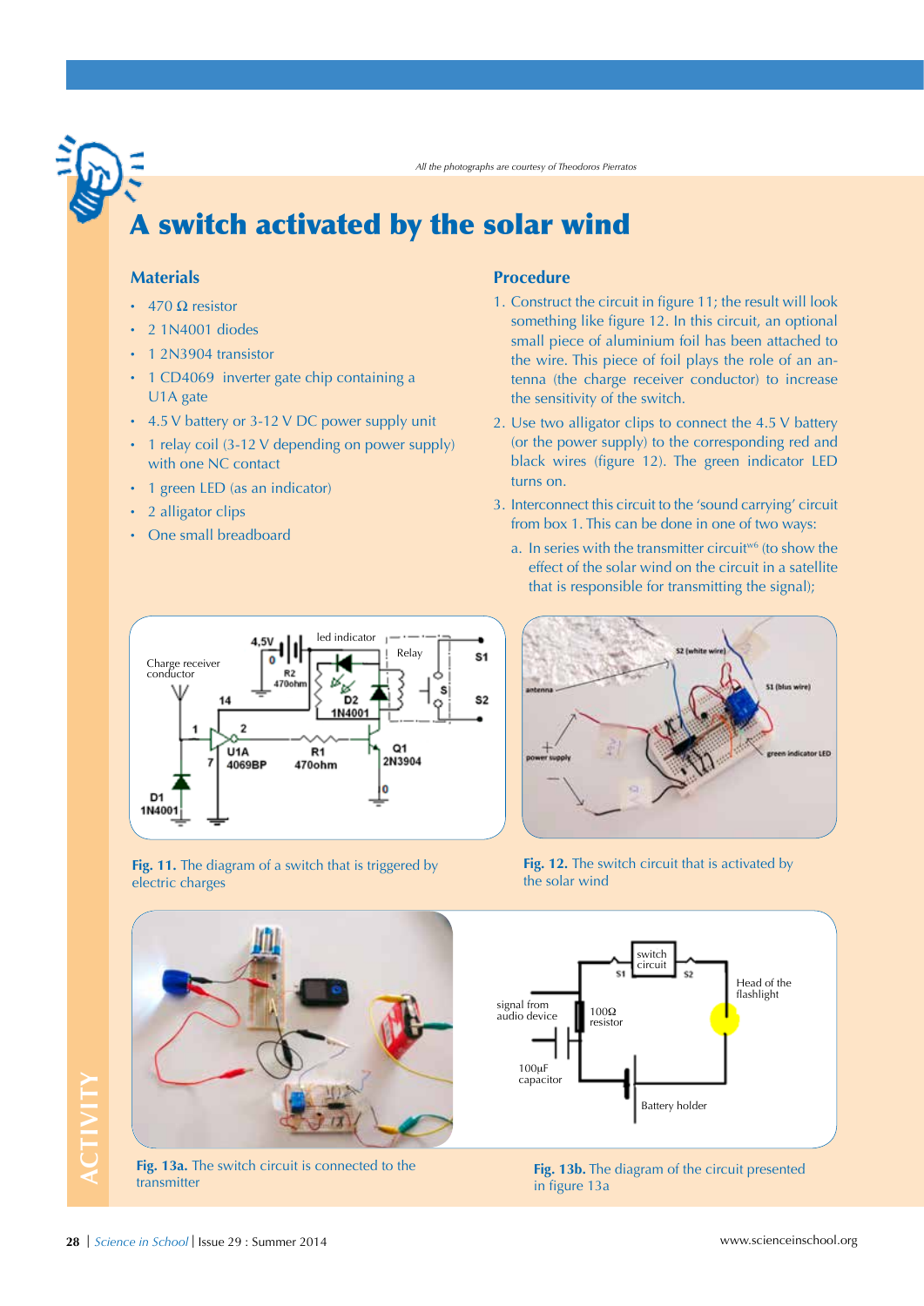*All the photographs are courtesy of Theodoros Pierratos*

# A switch activated by the solar wind

## Materials

- 470 Ω resistor
- 2 1N4001 diodes
- 1 2N3904 transistor
- 1 CD4069 inverter gate chip containing a U1A gate
- 4.5 V battery or 3-12 V DC power supply unit
- 1 relay coil (3-12 V depending on power supply) with one NC contact
- 1 green LED (as an indicator)
- 2 alligator clips
- One small breadboard

## Procedure

1. Construct the circuit in figure 11; the result will look something like figure 12. In this circuit, an optional small piece of aluminium foil has been attached to the wire. This piece of foil plays the role of an antenna (the charge receiver conductor) to increase the sensitivity of the switch.
2. Use two alligator clips to connect the 4.5 V battery (or the power supply) to the corresponding red and black wires (figure 12). The green indicator LED turns on.
3. Interconnect this circuit to the 'sound carrying' circuit from box 1. This can be done in one of two ways:
   a. In series with the transmitter circuit[w6] (to show the effect of the solar wind on the circuit in a satellite that is responsible for transmitting the signal);

**Fig. 11.** The diagram of a switch that is triggered by electric charges

**Fig. 12.** The switch circuit that is activated by the solar wind

**Fig. 13a.** The switch circuit is connected to the transmitter

**Fig. 13b.** The diagram of the circuit presented in figure 13a

ACTIVITY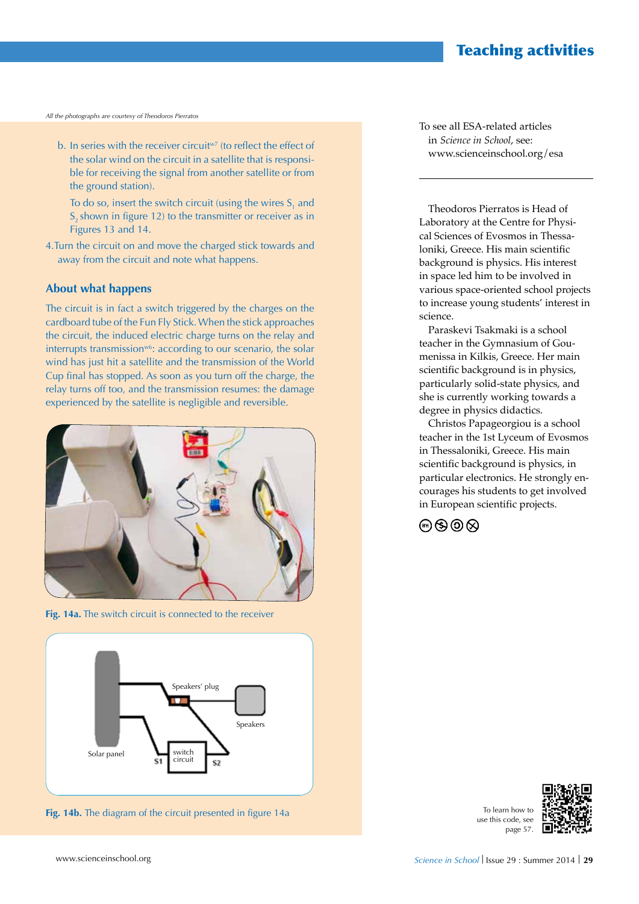*All the photographs are courtesy of Theodoros Pierratos*

b. In series with the receiver circuit[w7] (to reflect the effect of the solar wind on the circuit in a satellite that is responsible for receiving the signal from another satellite or from the ground station).

To do so, insert the switch circuit (using the wires $S_1$ and $S_2$ shown in figure 12) to the transmitter or receiver as in Figures 13 and 14.

4. Turn the circuit on and move the charged stick towards and away from the circuit and note what happens.

### About what happens

The circuit is in fact a switch triggered by the charges on the cardboard tube of the Fun Fly Stick. When the stick approaches the circuit, the induced electric charge turns on the relay and interrupts transmission[w6]: according to our scenario, the solar wind has just hit a satellite and the transmission of the World Cup final has stopped. As soon as you turn off the charge, the relay turns off too, and the transmission resumes: the damage experienced by the satellite is negligible and reversible.

**Fig. 14a.** The switch circuit is connected to the receiver

Speakers' plug
Speakers
Solar panel
switch circuit
S1
S2

**Fig. 14b.** The diagram of the circuit presented in figure 14a

To see all ESA-related articles in *Science in School*, see: www.scienceinschool.org/esa

Theodoros Pierratos is Head of Laboratory at the Centre for Physical Sciences of Evosmos in Thessaloniki, Greece. His main scientific background is physics. His interest in space led him to be involved in various space-oriented school projects to increase young students' interest in science.

Paraskevi Tsakmaki is a school teacher in the Gymnasium of Goumenissa in Kilkis, Greece. Her main scientific background is in physics, particularly solid-state physics, and she is currently working towards a degree in physics didactics.

Christos Papageorgiou is a school teacher in the 1st Lyceum of Evosmos in Thessaloniki, Greece. His main scientific background is physics, in particular electronics. He strongly encourages his students to get involved in European scientific projects.

To learn how to use this code, see page 57.